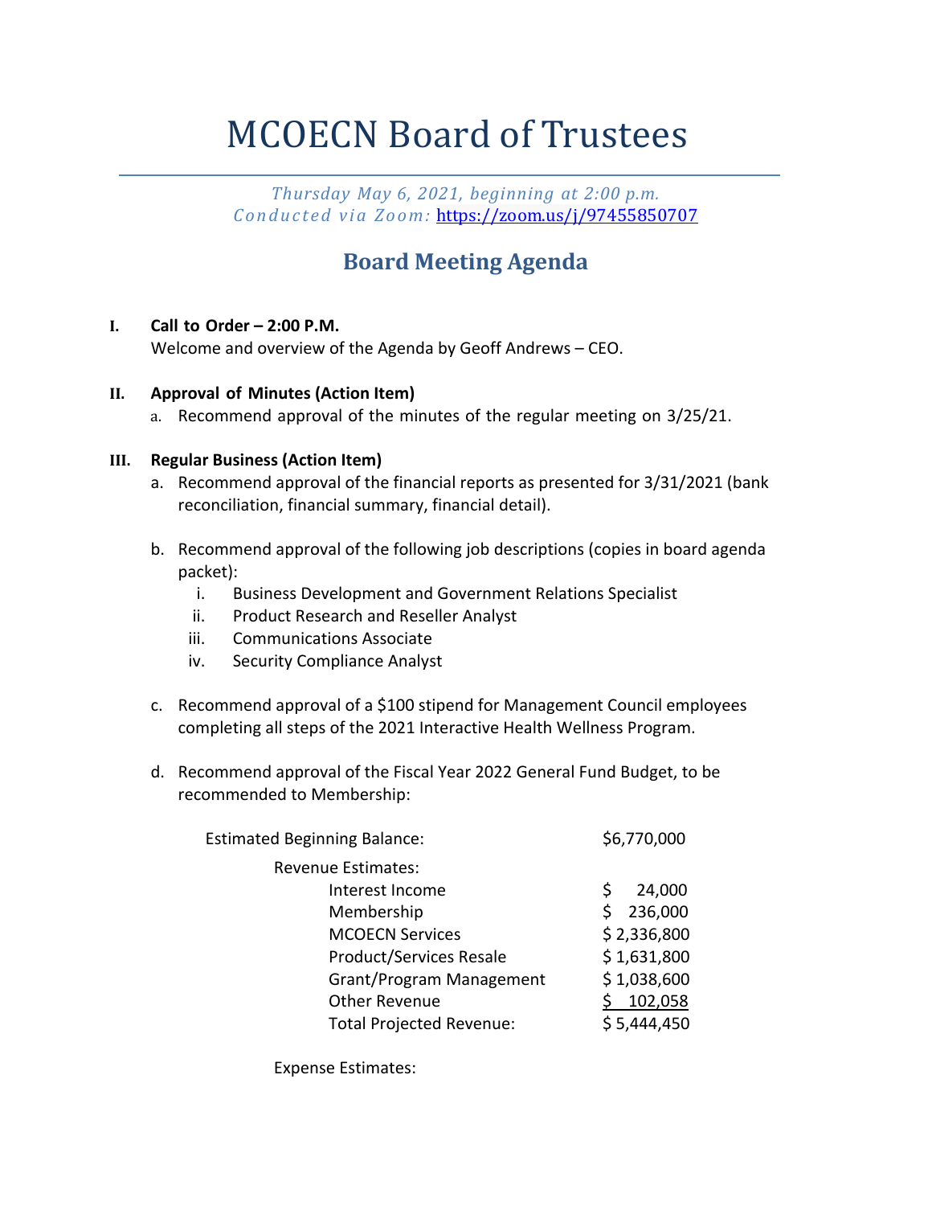# MCOECN Board of Trustees

*Thursday May 6, 2021, beginning at 2:00 p.m.*
*Conducted via Zoom:* https://zoom.us/j/97455850707

## Board Meeting Agenda

**I. Call to Order – 2:00 P.M.**

Welcome and overview of the Agenda by Geoff Andrews – CEO.

**II. Approval of Minutes (Action Item)**

a. Recommend approval of the minutes of the regular meeting on 3/25/21.

**III. Regular Business (Action Item)**

a. Recommend approval of the financial reports as presented for 3/31/2021 (bank reconciliation, financial summary, financial detail).

b. Recommend approval of the following job descriptions (copies in board agenda packet):
   i. Business Development and Government Relations Specialist
   ii. Product Research and Reseller Analyst
   iii. Communications Associate
   iv. Security Compliance Analyst

c. Recommend approval of a $100 stipend for Management Council employees completing all steps of the 2021 Interactive Health Wellness Program.

d. Recommend approval of the Fiscal Year 2022 General Fund Budget, to be recommended to Membership:

| | |
|---|---|
| Estimated Beginning Balance: | $6,770,000 |
| Revenue Estimates: | |
| Interest Income | $ 24,000 |
| Membership | $ 236,000 |
| MCOECN Services | $ 2,336,800 |
| Product/Services Resale | $ 1,631,800 |
| Grant/Program Management | $ 1,038,600 |
| Other Revenue | $ 102,058 |
| Total Projected Revenue: | $ 5,444,450 |

Expense Estimates: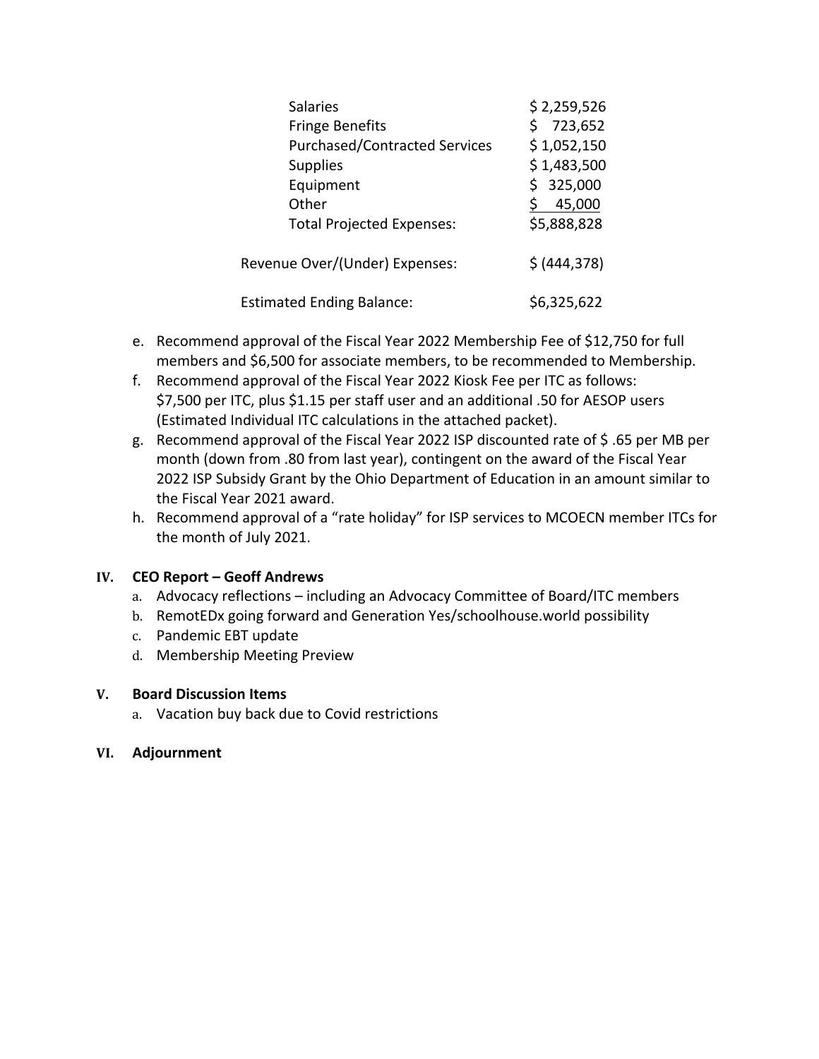| | |
|---|---|
| Salaries | $ 2,259,526 |
| Fringe Benefits | $ 723,652 |
| Purchased/Contracted Services | $ 1,052,150 |
| Supplies | $ 1,483,500 |
| Equipment | $ 325,000 |
| Other | $ 45,000 |
| Total Projected Expenses: | $5,888,828 |
| Revenue Over/(Under) Expenses: | $ (444,378) |
| Estimated Ending Balance: | $6,325,622 |

e. Recommend approval of the Fiscal Year 2022 Membership Fee of $12,750 for full members and $6,500 for associate members, to be recommended to Membership.

f. Recommend approval of the Fiscal Year 2022 Kiosk Fee per ITC as follows: $7,500 per ITC, plus $1.15 per staff user and an additional .50 for AESOP users (Estimated Individual ITC calculations in the attached packet).

g. Recommend approval of the Fiscal Year 2022 ISP discounted rate of $ .65 per MB per month (down from .80 from last year), contingent on the award of the Fiscal Year 2022 ISP Subsidy Grant by the Ohio Department of Education in an amount similar to the Fiscal Year 2021 award.

h. Recommend approval of a "rate holiday" for ISP services to MCOECN member ITCs for the month of July 2021.

**IV. CEO Report – Geoff Andrews**

a. Advocacy reflections – including an Advocacy Committee of Board/ITC members
b. RemotEDx going forward and Generation Yes/schoolhouse.world possibility
c. Pandemic EBT update
d. Membership Meeting Preview

**V. Board Discussion Items**

a. Vacation buy back due to Covid restrictions

**VI. Adjournment**